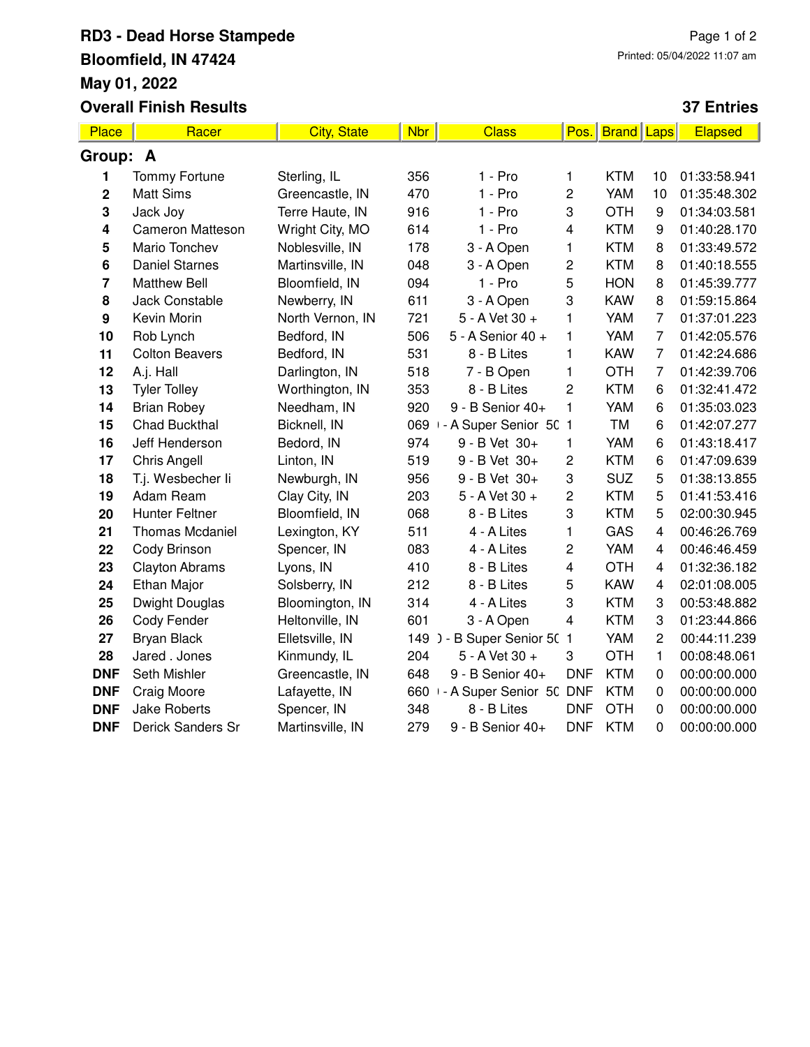# RD3 - Dead Horse Stampede

**Bloomfield, IN 47424**

**May 01, 2022**

**Overall Finish Results**

Printed: 05/04/2022 11:07 am

**37 Entries**

| Place | Racer | City, State | Nbr | Class | Pos. | Brand | Laps | Elapsed |
|---|---|---|---|---|---|---|---|---|
| **Group: A** | | | | | | | | |
| 1 | Tommy Fortune | Sterling, IL | 356 | 1 - Pro | 1 | KTM | 10 | 01:33:58.941 |
| 2 | Matt Sims | Greencastle, IN | 470 | 1 - Pro | 2 | YAM | 10 | 01:35:48.302 |
| 3 | Jack Joy | Terre Haute, IN | 916 | 1 - Pro | 3 | OTH | 9 | 01:34:03.581 |
| 4 | Cameron Matteson | Wright City, MO | 614 | 1 - Pro | 4 | KTM | 9 | 01:40:28.170 |
| 5 | Mario Tonchev | Noblesville, IN | 178 | 3 - A Open | 1 | KTM | 8 | 01:33:49.572 |
| 6 | Daniel Starnes | Martinsville, IN | 048 | 3 - A Open | 2 | KTM | 8 | 01:40:18.555 |
| 7 | Matthew Bell | Bloomfield, IN | 094 | 1 - Pro | 5 | HON | 8 | 01:45:39.777 |
| 8 | Jack Constable | Newberry, IN | 611 | 3 - A Open | 3 | KAW | 8 | 01:59:15.864 |
| 9 | Kevin Morin | North Vernon, IN | 721 | 5 - A Vet 30 + | 1 | YAM | 7 | 01:37:01.223 |
| 10 | Rob Lynch | Bedford, IN | 506 | 5 - A Senior 40 + | 1 | YAM | 7 | 01:42:05.576 |
| 11 | Colton Beavers | Bedford, IN | 531 | 8 - B Lites | 1 | KAW | 7 | 01:42:24.686 |
| 12 | A.j. Hall | Darlington, IN | 518 | 7 - B Open | 1 | OTH | 7 | 01:42:39.706 |
| 13 | Tyler Tolley | Worthington, IN | 353 | 8 - B Lites | 2 | KTM | 6 | 01:32:41.472 |
| 14 | Brian Robey | Needham, IN | 920 | 9 - B Senior 40+ | 1 | YAM | 6 | 01:35:03.023 |
| 15 | Chad Buckthal | Bicknell, IN | 069 | - A Super Senior 50 | 1 | TM | 6 | 01:42:07.277 |
| 16 | Jeff Henderson | Bedord, IN | 974 | 9 - B Vet 30+ | 1 | YAM | 6 | 01:43:18.417 |
| 17 | Chris Angell | Linton, IN | 519 | 9 - B Vet 30+ | 2 | KTM | 6 | 01:47:09.639 |
| 18 | T.j. Wesbecher Ii | Newburgh, IN | 956 | 9 - B Vet 30+ | 3 | SUZ | 5 | 01:38:13.855 |
| 19 | Adam Ream | Clay City, IN | 203 | 5 - A Vet 30 + | 2 | KTM | 5 | 01:41:53.416 |
| 20 | Hunter Feltner | Bloomfield, IN | 068 | 8 - B Lites | 3 | KTM | 5 | 02:00:30.945 |
| 21 | Thomas Mcdaniel | Lexington, KY | 511 | 4 - A Lites | 1 | GAS | 4 | 00:46:26.769 |
| 22 | Cody Brinson | Spencer, IN | 083 | 4 - A Lites | 2 | YAM | 4 | 00:46:46.459 |
| 23 | Clayton Abrams | Lyons, IN | 410 | 8 - B Lites | 4 | OTH | 4 | 01:32:36.182 |
| 24 | Ethan Major | Solsberry, IN | 212 | 8 - B Lites | 5 | KAW | 4 | 02:01:08.005 |
| 25 | Dwight Douglas | Bloomington, IN | 314 | 4 - A Lites | 3 | KTM | 3 | 00:53:48.882 |
| 26 | Cody Fender | Heltonville, IN | 601 | 3 - A Open | 4 | KTM | 3 | 01:23:44.866 |
| 27 | Bryan Black | Elletsville, IN | 149 | ) - B Super Senior 50 | 1 | YAM | 2 | 00:44:11.239 |
| 28 | Jared . Jones | Kinmundy, IL | 204 | 5 - A Vet 30 + | 3 | OTH | 1 | 00:08:48.061 |
| DNF | Seth Mishler | Greencastle, IN | 648 | 9 - B Senior 40+ | DNF | KTM | 0 | 00:00:00.000 |
| DNF | Craig Moore | Lafayette, IN | 660 | - A Super Senior 50 | DNF | KTM | 0 | 00:00:00.000 |
| DNF | Jake Roberts | Spencer, IN | 348 | 8 - B Lites | DNF | OTH | 0 | 00:00:00.000 |
| DNF | Derick Sanders Sr | Martinsville, IN | 279 | 9 - B Senior 40+ | DNF | KTM | 0 | 00:00:00.000 |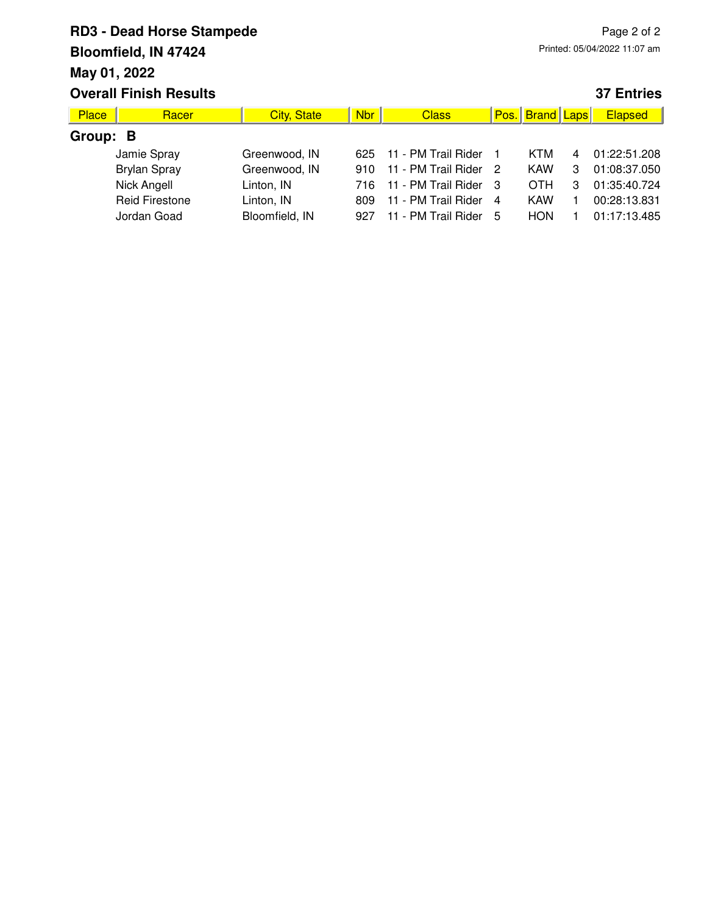# RD3 - Dead Horse Stampede

**Bloomfield, IN 47424**

**May 01, 2022**

**Overall Finish Results**

**37 Entries**

| Place | Racer | City, State | Nbr | Class | Pos. | Brand | Laps | Elapsed |
|---|---|---|---|---|---|---|---|---|
| **Group: B** | | | | | | | | |
| | Jamie Spray | Greenwood, IN | 625 | 11 - PM Trail Rider | 1 | KTM | 4 | 01:22:51.208 |
| | Brylan Spray | Greenwood, IN | 910 | 11 - PM Trail Rider | 2 | KAW | 3 | 01:08:37.050 |
| | Nick Angell | Linton, IN | 716 | 11 - PM Trail Rider | 3 | OTH | 3 | 01:35:40.724 |
| | Reid Firestone | Linton, IN | 809 | 11 - PM Trail Rider | 4 | KAW | 1 | 00:28:13.831 |
| | Jordan Goad | Bloomfield, IN | 927 | 11 - PM Trail Rider | 5 | HON | 1 | 01:17:13.485 |